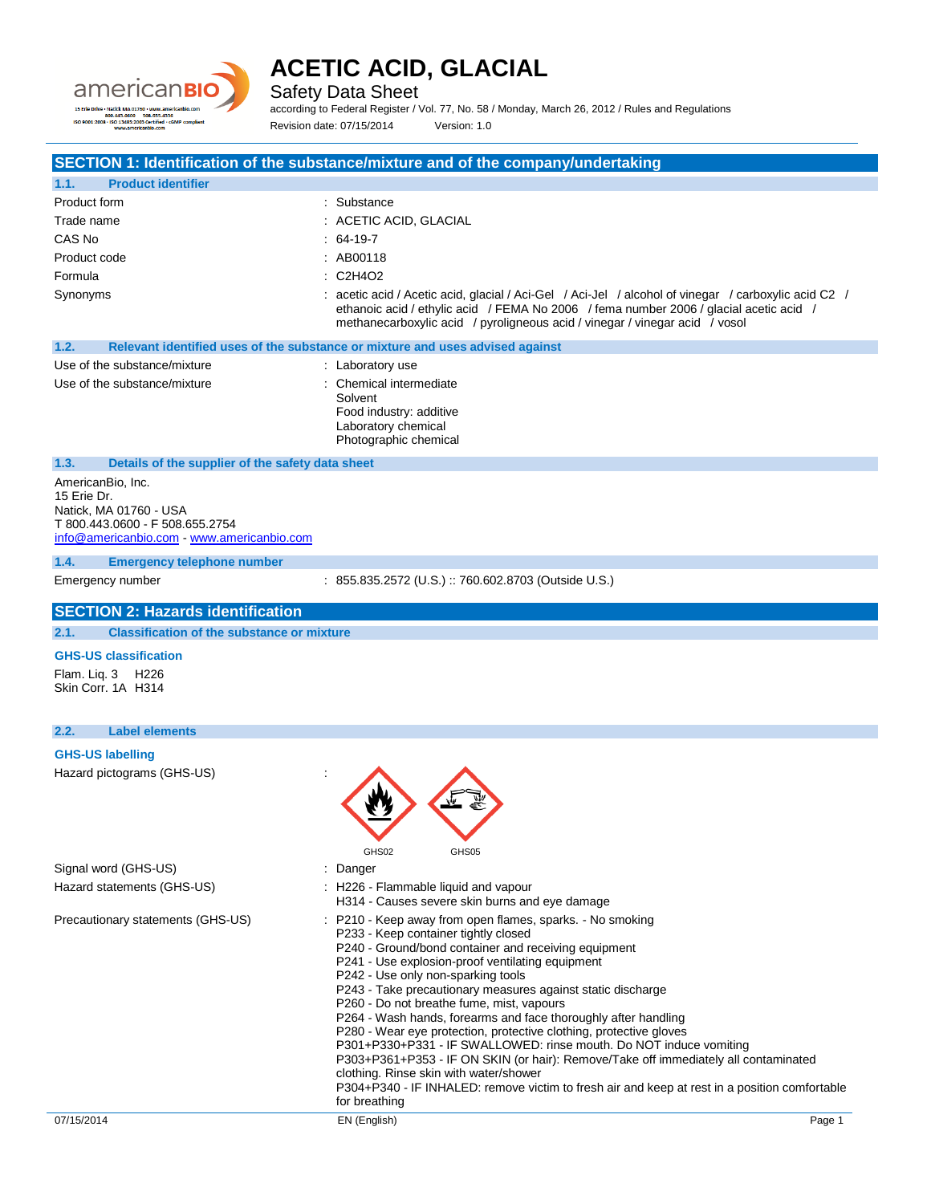# ACETIC ACID, GLACIAL

Safety Data Sheet

according to Federal Register / Vol. 77, No. 58 / Monday, March 26, 2012 / Rules and Regulations

Revision date: 07/15/2014 Version: 1.0

## SECTION 1: Identification of the substance/mixture and of the company/undertaking

### 1.1. Product identifier

| | |
|---|---|
| Product form | : Substance |
| Trade name | : ACETIC ACID, GLACIAL |
| CAS No | : 64-19-7 |
| Product code | : AB00118 |
| Formula | : C2H4O2 |
| Synonyms | : acetic acid / Acetic acid, glacial / Aci-Gel / Aci-Jel / alcohol of vinegar / carboxylic acid C2 / ethanoic acid / ethylic acid / FEMA No 2006 / fema number 2006 / glacial acetic acid / methanecarboxylic acid / pyroligneous acid / vinegar / vinegar acid / vosol |

### 1.2. Relevant identified uses of the substance or mixture and uses advised against

| | |
|---|---|
| Use of the substance/mixture | : Laboratory use |
| Use of the substance/mixture | : Chemical intermediate<br>Solvent<br>Food industry: additive<br>Laboratory chemical<br>Photographic chemical |

### 1.3. Details of the supplier of the safety data sheet

AmericanBio, Inc.
15 Erie Dr.
Natick, MA 01760 - USA
T 800.443.0600 - F 508.655.2754
info@americanbio.com - www.americanbio.com

### 1.4. Emergency telephone number

Emergency number : 855.835.2572 (U.S.) :: 760.602.8703 (Outside U.S.)

## SECTION 2: Hazards identification

### 2.1. Classification of the substance or mixture

**GHS-US classification**

Flam. Liq. 3 H226
Skin Corr. 1A H314

### 2.2. Label elements

**GHS-US labelling**

Hazard pictograms (GHS-US) :

GHS02 GHS05

Signal word (GHS-US) : Danger

Hazard statements (GHS-US) :
H226 - Flammable liquid and vapour
H314 - Causes severe skin burns and eye damage

Precautionary statements (GHS-US) :
P210 - Keep away from open flames, sparks. - No smoking
P233 - Keep container tightly closed
P240 - Ground/bond container and receiving equipment
P241 - Use explosion-proof ventilating equipment
P242 - Use only non-sparking tools
P243 - Take precautionary measures against static discharge
P260 - Do not breathe fume, mist, vapours
P264 - Wash hands, forearms and face thoroughly after handling
P280 - Wear eye protection, protective clothing, protective gloves
P301+P330+P331 - IF SWALLOWED: rinse mouth. Do NOT induce vomiting
P303+P361+P353 - IF ON SKIN (or hair): Remove/Take off immediately all contaminated clothing. Rinse skin with water/shower
P304+P340 - IF INHALED: remove victim to fresh air and keep at rest in a position comfortable for breathing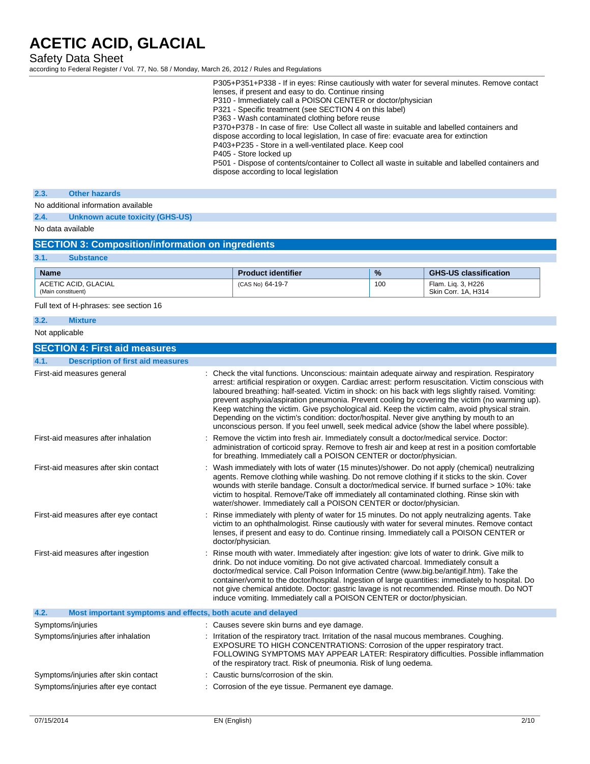P305+P351+P338 - If in eyes: Rinse cautiously with water for several minutes. Remove contact lenses, if present and easy to do. Continue rinsing
P310 - Immediately call a POISON CENTER or doctor/physician
P321 - Specific treatment (see SECTION 4 on this label)
P363 - Wash contaminated clothing before reuse
P370+P378 - In case of fire: Use Collect all waste in suitable and labelled containers and dispose according to local legislation, In case of fire: evacuate area for extinction
P403+P235 - Store in a well-ventilated place. Keep cool
P405 - Store locked up
P501 - Dispose of contents/container to Collect all waste in suitable and labelled containers and dispose according to local legislation

### 2.3. Other hazards

No additional information available

### 2.4. Unknown acute toxicity (GHS-US)

No data available

## SECTION 3: Composition/information on ingredients

### 3.1. Substance

| Name | Product identifier | % | GHS-US classification |
|---|---|---|---|
| ACETIC ACID, GLACIAL (Main constituent) | (CAS No) 64-19-7 | 100 | Flam. Liq. 3, H226 Skin Corr. 1A, H314 |

Full text of H-phrases: see section 16

### 3.2. Mixture

Not applicable

## SECTION 4: First aid measures

### 4.1. Description of first aid measures

First-aid measures general : Check the vital functions. Unconscious: maintain adequate airway and respiration. Respiratory arrest: artificial respiration or oxygen. Cardiac arrest: perform resuscitation. Victim conscious with laboured breathing: half-seated. Victim in shock: on his back with legs slightly raised. Vomiting: prevent asphyxia/aspiration pneumonia. Prevent cooling by covering the victim (no warming up). Keep watching the victim. Give psychological aid. Keep the victim calm, avoid physical strain. Depending on the victim's condition: doctor/hospital. Never give anything by mouth to an unconscious person. If you feel unwell, seek medical advice (show the label where possible).

First-aid measures after inhalation : Remove the victim into fresh air. Immediately consult a doctor/medical service. Doctor: administration of corticoid spray. Remove to fresh air and keep at rest in a position comfortable for breathing. Immediately call a POISON CENTER or doctor/physician.

First-aid measures after skin contact : Wash immediately with lots of water (15 minutes)/shower. Do not apply (chemical) neutralizing agents. Remove clothing while washing. Do not remove clothing if it sticks to the skin. Cover wounds with sterile bandage. Consult a doctor/medical service. If burned surface > 10%: take victim to hospital. Remove/Take off immediately all contaminated clothing. Rinse skin with water/shower. Immediately call a POISON CENTER or doctor/physician.

First-aid measures after eye contact : Rinse immediately with plenty of water for 15 minutes. Do not apply neutralizing agents. Take victim to an ophthalmologist. Rinse cautiously with water for several minutes. Remove contact lenses, if present and easy to do. Continue rinsing. Immediately call a POISON CENTER or doctor/physician.

First-aid measures after ingestion : Rinse mouth with water. Immediately after ingestion: give lots of water to drink. Give milk to drink. Do not induce vomiting. Do not give activated charcoal. Immediately consult a doctor/medical service. Call Poison Information Centre (www.big.be/antigif.htm). Take the container/vomit to the doctor/hospital. Ingestion of large quantities: immediately to hospital. Do not give chemical antidote. Doctor: gastric lavage is not recommended. Rinse mouth. Do NOT induce vomiting. Immediately call a POISON CENTER or doctor/physician.

### 4.2. Most important symptoms and effects, both acute and delayed

Symptoms/injuries : Causes severe skin burns and eye damage.

Symptoms/injuries after inhalation : Irritation of the respiratory tract. Irritation of the nasal mucous membranes. Coughing. EXPOSURE TO HIGH CONCENTRATIONS: Corrosion of the upper respiratory tract. FOLLOWING SYMPTOMS MAY APPEAR LATER: Respiratory difficulties. Possible inflammation of the respiratory tract. Risk of pneumonia. Risk of lung oedema.

Symptoms/injuries after skin contact : Caustic burns/corrosion of the skin.

Symptoms/injuries after eye contact : Corrosion of the eye tissue. Permanent eye damage.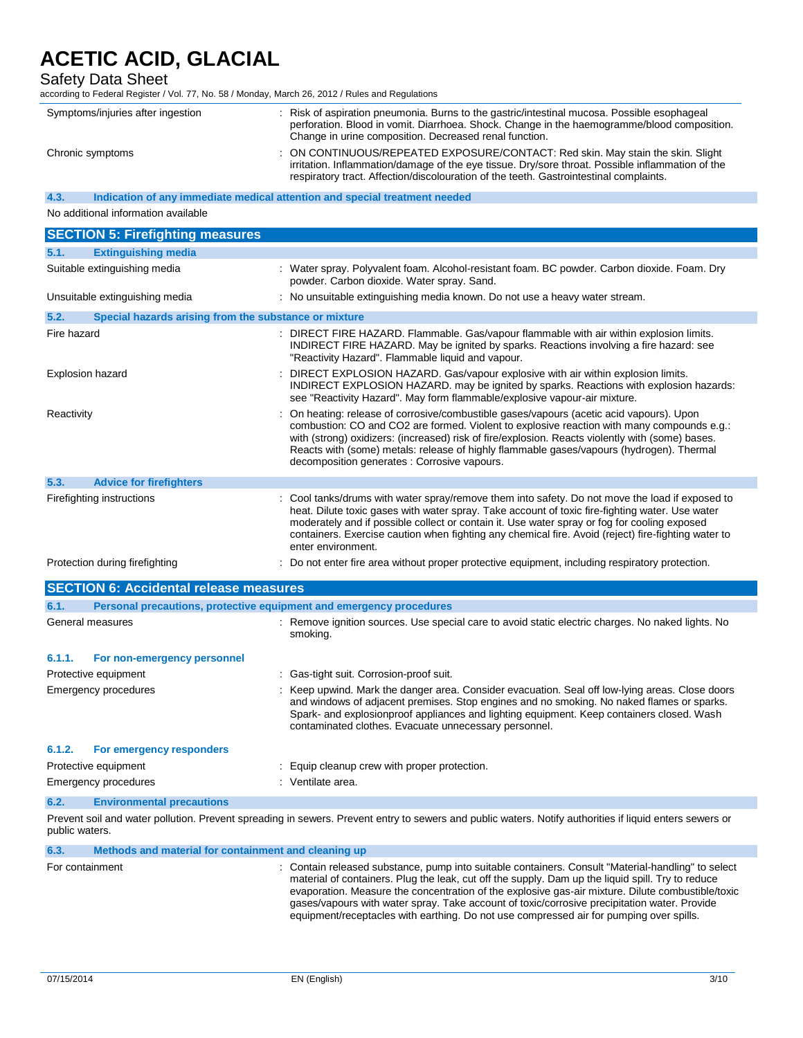| | |
|---|---|
| Symptoms/injuries after ingestion | : Risk of aspiration pneumonia. Burns to the gastric/intestinal mucosa. Possible esophageal perforation. Blood in vomit. Diarrhoea. Shock. Change in the haemogramme/blood composition. Change in urine composition. Decreased renal function. |
| Chronic symptoms | : ON CONTINUOUS/REPEATED EXPOSURE/CONTACT: Red skin. May stain the skin. Slight irritation. Inflammation/damage of the eye tissue. Dry/sore throat. Possible inflammation of the respiratory tract. Affection/discolouration of the teeth. Gastrointestinal complaints. |

### 4.3. Indication of any immediate medical attention and special treatment needed

No additional information available

## SECTION 5: Firefighting measures

### 5.1. Extinguishing media

| | |
|---|---|
| Suitable extinguishing media | : Water spray. Polyvalent foam. Alcohol-resistant foam. BC powder. Carbon dioxide. Foam. Dry powder. Carbon dioxide. Water spray. Sand. |
| Unsuitable extinguishing media | : No unsuitable extinguishing media known. Do not use a heavy water stream. |

### 5.2. Special hazards arising from the substance or mixture

| | |
|---|---|
| Fire hazard | : DIRECT FIRE HAZARD. Flammable. Gas/vapour flammable with air within explosion limits. INDIRECT FIRE HAZARD. May be ignited by sparks. Reactions involving a fire hazard: see "Reactivity Hazard". Flammable liquid and vapour. |
| Explosion hazard | : DIRECT EXPLOSION HAZARD. Gas/vapour explosive with air within explosion limits. INDIRECT EXPLOSION HAZARD. may be ignited by sparks. Reactions with explosion hazards: see "Reactivity Hazard". May form flammable/explosive vapour-air mixture. |
| Reactivity | : On heating: release of corrosive/combustible gases/vapours (acetic acid vapours). Upon combustion: CO and CO2 are formed. Violent to explosive reaction with many compounds e.g.: with (strong) oxidizers: (increased) risk of fire/explosion. Reacts violently with (some) bases. Reacts with (some) metals: release of highly flammable gases/vapours (hydrogen). Thermal decomposition generates : Corrosive vapours. |

### 5.3. Advice for firefighters

| | |
|---|---|
| Firefighting instructions | : Cool tanks/drums with water spray/remove them into safety. Do not move the load if exposed to heat. Dilute toxic gases with water spray. Take account of toxic fire-fighting water. Use water moderately and if possible collect or contain it. Use water spray or fog for cooling exposed containers. Exercise caution when fighting any chemical fire. Avoid (reject) fire-fighting water to enter environment. |
| Protection during firefighting | : Do not enter fire area without proper protective equipment, including respiratory protection. |

## SECTION 6: Accidental release measures

### 6.1. Personal precautions, protective equipment and emergency procedures

| | |
|---|---|
| General measures | : Remove ignition sources. Use special care to avoid static electric charges. No naked lights. No smoking. |

#### 6.1.1. For non-emergency personnel

| | |
|---|---|
| Protective equipment | : Gas-tight suit. Corrosion-proof suit. |
| Emergency procedures | : Keep upwind. Mark the danger area. Consider evacuation. Seal off low-lying areas. Close doors and windows of adjacent premises. Stop engines and no smoking. No naked flames or sparks. Spark- and explosionproof appliances and lighting equipment. Keep containers closed. Wash contaminated clothes. Evacuate unnecessary personnel. |

#### 6.1.2. For emergency responders

| | |
|---|---|
| Protective equipment | : Equip cleanup crew with proper protection. |
| Emergency procedures | : Ventilate area. |

### 6.2. Environmental precautions

Prevent soil and water pollution. Prevent spreading in sewers. Prevent entry to sewers and public waters. Notify authorities if liquid enters sewers or public waters.

### 6.3. Methods and material for containment and cleaning up

| | |
|---|---|
| For containment | : Contain released substance, pump into suitable containers. Consult "Material-handling" to select material of containers. Plug the leak, cut off the supply. Dam up the liquid spill. Try to reduce evaporation. Measure the concentration of the explosive gas-air mixture. Dilute combustible/toxic gases/vapours with water spray. Take account of toxic/corrosive precipitation water. Provide equipment/receptacles with earthing. Do not use compressed air for pumping over spills. |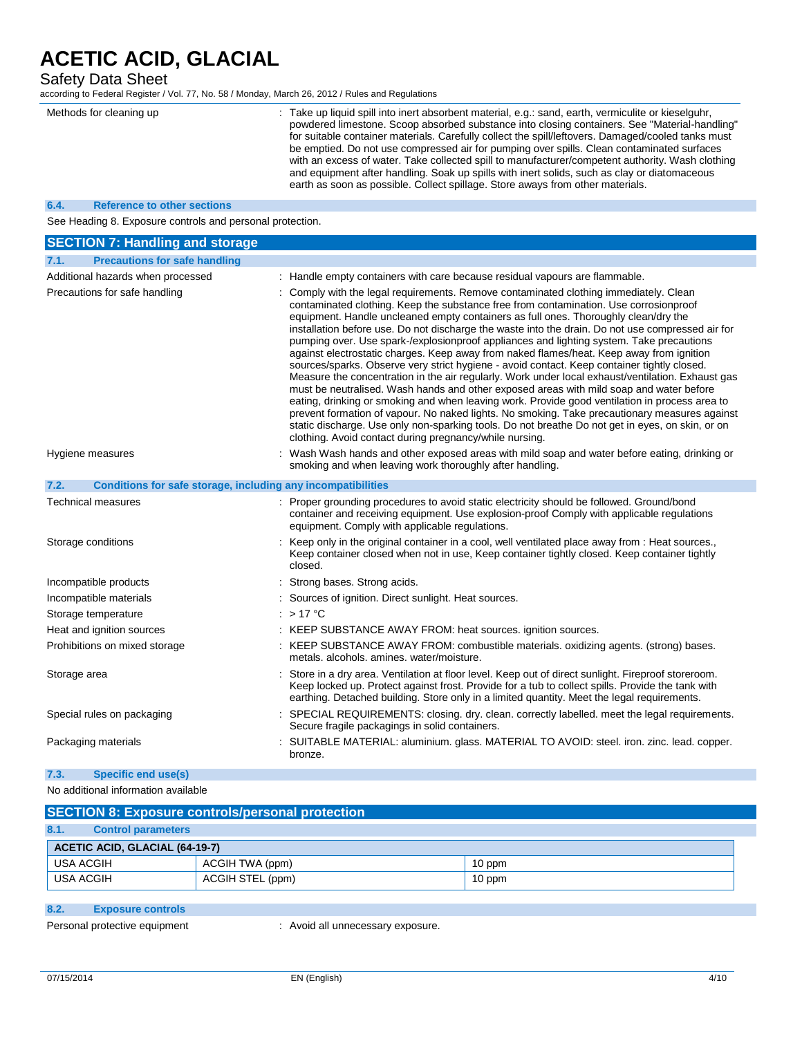| | |
|---|---|
| Methods for cleaning up | : Take up liquid spill into inert absorbent material, e.g.: sand, earth, vermiculite or kieselguhr, powdered limestone. Scoop absorbed substance into closing containers. See "Material-handling" for suitable container materials. Carefully collect the spill/leftovers. Damaged/cooled tanks must be emptied. Do not use compressed air for pumping over spills. Clean contaminated surfaces with an excess of water. Take collected spill to manufacturer/competent authority. Wash clothing and equipment after handling. Soak up spills with inert solids, such as clay or diatomaceous earth as soon as possible. Collect spillage. Store aways from other materials. |

### 6.4. Reference to other sections

See Heading 8. Exposure controls and personal protection.

## SECTION 7: Handling and storage

### 7.1. Precautions for safe handling

| | |
|---|---|
| Additional hazards when processed | : Handle empty containers with care because residual vapours are flammable. |
| Precautions for safe handling | : Comply with the legal requirements. Remove contaminated clothing immediately. Clean contaminated clothing. Keep the substance free from contamination. Use corrosionproof equipment. Handle uncleaned empty containers as full ones. Thoroughly clean/dry the installation before use. Do not discharge the waste into the drain. Do not use compressed air for pumping over. Use spark-/explosionproof appliances and lighting system. Take precautions against electrostatic charges. Keep away from naked flames/heat. Keep away from ignition sources/sparks. Observe very strict hygiene - avoid contact. Keep container tightly closed. Measure the concentration in the air regularly. Work under local exhaust/ventilation. Exhaust gas must be neutralised. Wash hands and other exposed areas with mild soap and water before eating, drinking or smoking and when leaving work. Provide good ventilation in process area to prevent formation of vapour. No naked lights. No smoking. Take precautionary measures against static discharge. Use only non-sparking tools. Do not breathe Do not get in eyes, on skin, or on clothing. Avoid contact during pregnancy/while nursing. |
| Hygiene measures | : Wash Wash hands and other exposed areas with mild soap and water before eating, drinking or smoking and when leaving work thoroughly after handling. |

### 7.2. Conditions for safe storage, including any incompatibilities

| | |
|---|---|
| Technical measures | : Proper grounding procedures to avoid static electricity should be followed. Ground/bond container and receiving equipment. Use explosion-proof Comply with applicable regulations equipment. Comply with applicable regulations. |
| Storage conditions | : Keep only in the original container in a cool, well ventilated place away from : Heat sources., Keep container closed when not in use, Keep container tightly closed. Keep container tightly closed. |
| Incompatible products | : Strong bases. Strong acids. |
| Incompatible materials | : Sources of ignition. Direct sunlight. Heat sources. |
| Storage temperature | : > 17 °C |
| Heat and ignition sources | : KEEP SUBSTANCE AWAY FROM: heat sources. ignition sources. |
| Prohibitions on mixed storage | : KEEP SUBSTANCE AWAY FROM: combustible materials. oxidizing agents. (strong) bases. metals. alcohols. amines. water/moisture. |
| Storage area | : Store in a dry area. Ventilation at floor level. Keep out of direct sunlight. Fireproof storeroom. Keep locked up. Protect against frost. Provide for a tub to collect spills. Provide the tank with earthing. Detached building. Store only in a limited quantity. Meet the legal requirements. |
| Special rules on packaging | : SPECIAL REQUIREMENTS: closing. dry. clean. correctly labelled. meet the legal requirements. Secure fragile packagings in solid containers. |
| Packaging materials | : SUITABLE MATERIAL: aluminium. glass. MATERIAL TO AVOID: steel. iron. zinc. lead. copper. bronze. |

### 7.3. Specific end use(s)

No additional information available

## SECTION 8: Exposure controls/personal protection

### 8.1. Control parameters

| ACETIC ACID, GLACIAL (64-19-7) | | |
|---|---|---|
| USA ACGIH | ACGIH TWA (ppm) | 10 ppm |
| USA ACGIH | ACGIH STEL (ppm) | 10 ppm |

### 8.2. Exposure controls

| | |
|---|---|
| Personal protective equipment | : Avoid all unnecessary exposure. |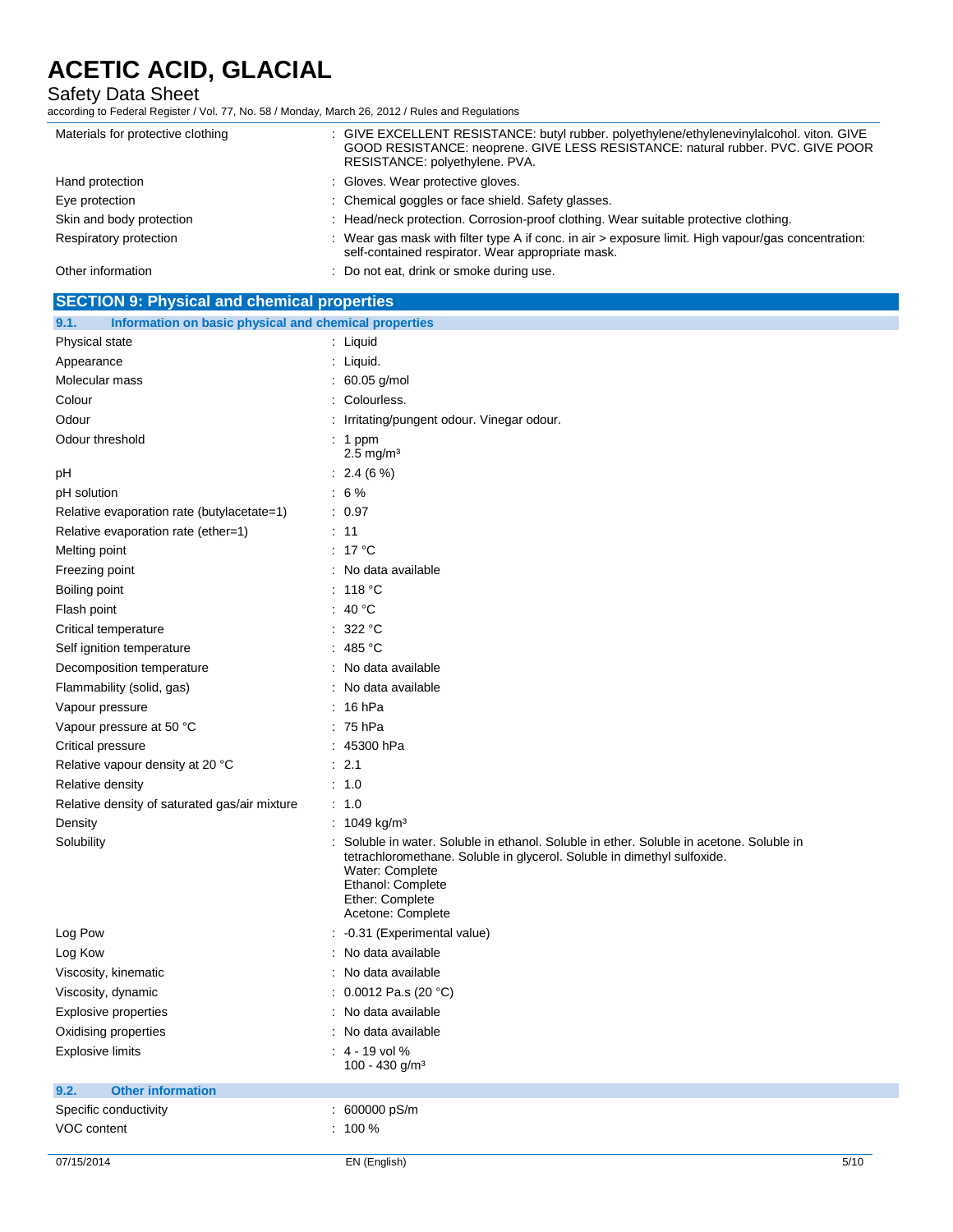| | |
|---|---|
| Materials for protective clothing | : GIVE EXCELLENT RESISTANCE: butyl rubber. polyethylene/ethylenevinylalcohol. viton. GIVE GOOD RESISTANCE: neoprene. GIVE LESS RESISTANCE: natural rubber. PVC. GIVE POOR RESISTANCE: polyethylene. PVA. |
| Hand protection | : Gloves. Wear protective gloves. |
| Eye protection | : Chemical goggles or face shield. Safety glasses. |
| Skin and body protection | : Head/neck protection. Corrosion-proof clothing. Wear suitable protective clothing. |
| Respiratory protection | : Wear gas mask with filter type A if conc. in air > exposure limit. High vapour/gas concentration: self-contained respirator. Wear appropriate mask. |
| Other information | : Do not eat, drink or smoke during use. |

## SECTION 9: Physical and chemical properties

### 9.1. Information on basic physical and chemical properties

| | |
|---|---|
| Physical state | : Liquid |
| Appearance | : Liquid. |
| Molecular mass | : 60.05 g/mol |
| Colour | : Colourless. |
| Odour | : Irritating/pungent odour. Vinegar odour. |
| Odour threshold | : 1 ppm<br>2.5 mg/m³ |
| pH | : 2.4 (6 %) |
| pH solution | : 6 % |
| Relative evaporation rate (butylacetate=1) | : 0.97 |
| Relative evaporation rate (ether=1) | : 11 |
| Melting point | : 17 °C |
| Freezing point | : No data available |
| Boiling point | : 118 °C |
| Flash point | : 40 °C |
| Critical temperature | : 322 °C |
| Self ignition temperature | : 485 °C |
| Decomposition temperature | : No data available |
| Flammability (solid, gas) | : No data available |
| Vapour pressure | : 16 hPa |
| Vapour pressure at 50 °C | : 75 hPa |
| Critical pressure | : 45300 hPa |
| Relative vapour density at 20 °C | : 2.1 |
| Relative density | : 1.0 |
| Relative density of saturated gas/air mixture | : 1.0 |
| Density | : 1049 kg/m³ |
| Solubility | : Soluble in water. Soluble in ethanol. Soluble in ether. Soluble in acetone. Soluble in tetrachloromethane. Soluble in glycerol. Soluble in dimethyl sulfoxide.<br>Water: Complete<br>Ethanol: Complete<br>Ether: Complete<br>Acetone: Complete |
| Log Pow | : -0.31 (Experimental value) |
| Log Kow | : No data available |
| Viscosity, kinematic | : No data available |
| Viscosity, dynamic | : 0.0012 Pa.s (20 °C) |
| Explosive properties | : No data available |
| Oxidising properties | : No data available |
| Explosive limits | : 4 - 19 vol %<br>100 - 430 g/m³ |

### 9.2. Other information

| | |
|---|---|
| Specific conductivity | : 600000 pS/m |
| VOC content | : 100 % |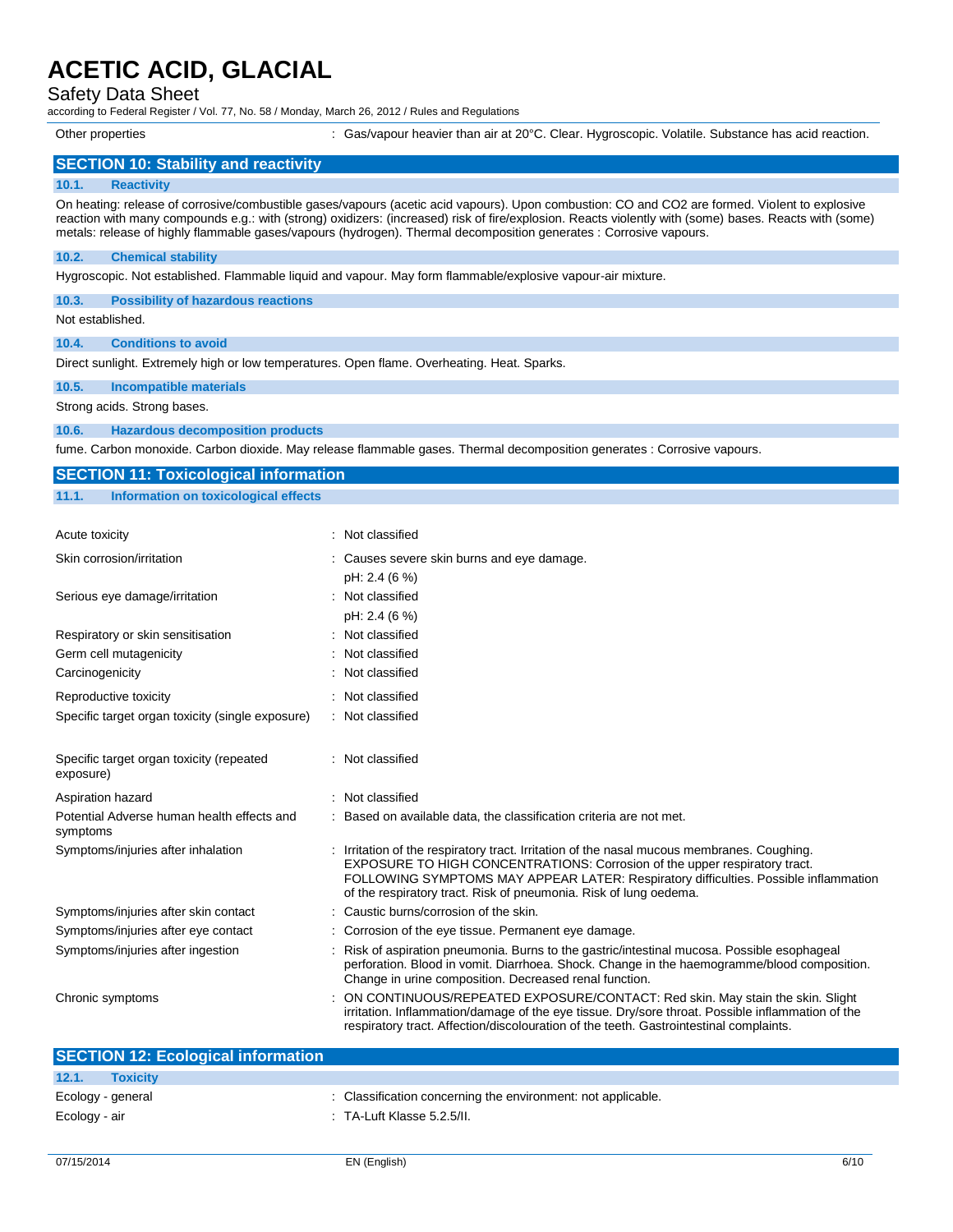| | |
|---|---|
| Other properties | : Gas/vapour heavier than air at 20°C. Clear. Hygroscopic. Volatile. Substance has acid reaction. |

## SECTION 10: Stability and reactivity

### 10.1. Reactivity

On heating: release of corrosive/combustible gases/vapours (acetic acid vapours). Upon combustion: CO and CO2 are formed. Violent to explosive reaction with many compounds e.g.: with (strong) oxidizers: (increased) risk of fire/explosion. Reacts violently with (some) bases. Reacts with (some) metals: release of highly flammable gases/vapours (hydrogen). Thermal decomposition generates : Corrosive vapours.

### 10.2. Chemical stability

Hygroscopic. Not established. Flammable liquid and vapour. May form flammable/explosive vapour-air mixture.

### 10.3. Possibility of hazardous reactions

Not established.

### 10.4. Conditions to avoid

Direct sunlight. Extremely high or low temperatures. Open flame. Overheating. Heat. Sparks.

### 10.5. Incompatible materials

Strong acids. Strong bases.

### 10.6. Hazardous decomposition products

fume. Carbon monoxide. Carbon dioxide. May release flammable gases. Thermal decomposition generates : Corrosive vapours.

## SECTION 11: Toxicological information

### 11.1. Information on toxicological effects

| | |
|---|---|
| Acute toxicity | : Not classified |
| Skin corrosion/irritation | : Causes severe skin burns and eye damage.<br>pH: 2.4 (6 %) |
| Serious eye damage/irritation | : Not classified<br>pH: 2.4 (6 %) |
| Respiratory or skin sensitisation | : Not classified |
| Germ cell mutagenicity | : Not classified |
| Carcinogenicity | : Not classified |
| Reproductive toxicity | : Not classified |
| Specific target organ toxicity (single exposure) | : Not classified |
| Specific target organ toxicity (repeated exposure) | : Not classified |
| Aspiration hazard | : Not classified |
| Potential Adverse human health effects and symptoms | : Based on available data, the classification criteria are not met. |
| Symptoms/injuries after inhalation | : Irritation of the respiratory tract. Irritation of the nasal mucous membranes. Coughing. EXPOSURE TO HIGH CONCENTRATIONS: Corrosion of the upper respiratory tract. FOLLOWING SYMPTOMS MAY APPEAR LATER: Respiratory difficulties. Possible inflammation of the respiratory tract. Risk of pneumonia. Risk of lung oedema. |
| Symptoms/injuries after skin contact | : Caustic burns/corrosion of the skin. |
| Symptoms/injuries after eye contact | : Corrosion of the eye tissue. Permanent eye damage. |
| Symptoms/injuries after ingestion | : Risk of aspiration pneumonia. Burns to the gastric/intestinal mucosa. Possible esophageal perforation. Blood in vomit. Diarrhoea. Shock. Change in the haemogramme/blood composition. Change in urine composition. Decreased renal function. |
| Chronic symptoms | : ON CONTINUOUS/REPEATED EXPOSURE/CONTACT: Red skin. May stain the skin. Slight irritation. Inflammation/damage of the eye tissue. Dry/sore throat. Possible inflammation of the respiratory tract. Affection/discolouration of the teeth. Gastrointestinal complaints. |

## SECTION 12: Ecological information

### 12.1. Toxicity

| | |
|---|---|
| Ecology - general | : Classification concerning the environment: not applicable. |
| Ecology - air | : TA-Luft Klasse 5.2.5/II. |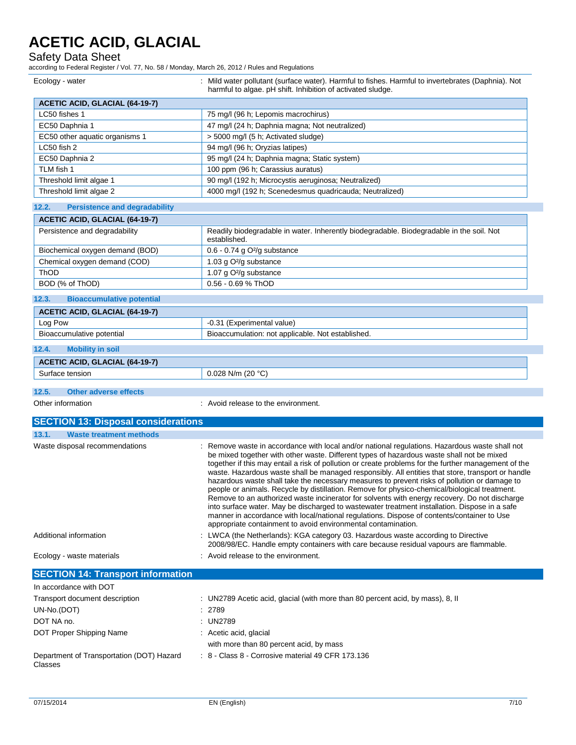Ecology - water : Mild water pollutant (surface water). Harmful to fishes. Harmful to invertebrates (Daphnia). Not harmful to algae. pH shift. Inhibition of activated sludge.

| ACETIC ACID, GLACIAL (64-19-7) | |
|---|---|
| LC50 fishes 1 | 75 mg/l (96 h; Lepomis macrochirus) |
| EC50 Daphnia 1 | 47 mg/l (24 h; Daphnia magna; Not neutralized) |
| EC50 other aquatic organisms 1 | > 5000 mg/l (5 h; Activated sludge) |
| LC50 fish 2 | 94 mg/l (96 h; Oryzias latipes) |
| EC50 Daphnia 2 | 95 mg/l (24 h; Daphnia magna; Static system) |
| TLM fish 1 | 100 ppm (96 h; Carassius auratus) |
| Threshold limit algae 1 | 90 mg/l (192 h; Microcystis aeruginosa; Neutralized) |
| Threshold limit algae 2 | 4000 mg/l (192 h; Scenedesmus quadricauda; Neutralized) |

### 12.2. Persistence and degradability

| ACETIC ACID, GLACIAL (64-19-7) | |
|---|---|
| Persistence and degradability | Readily biodegradable in water. Inherently biodegradable. Biodegradable in the soil. Not established. |
| Biochemical oxygen demand (BOD) | 0.6 - 0.74 g $O^2$/g substance |
| Chemical oxygen demand (COD) | 1.03 g $O^2$/g substance |
| ThOD | 1.07 g $O^2$/g substance |
| BOD (% of ThOD) | 0.56 - 0.69 % ThOD |

### 12.3. Bioaccumulative potential

| ACETIC ACID, GLACIAL (64-19-7) | |
|---|---|
| Log Pow | -0.31 (Experimental value) |
| Bioaccumulative potential | Bioaccumulation: not applicable. Not established. |

### 12.4. Mobility in soil

| ACETIC ACID, GLACIAL (64-19-7) | |
|---|---|
| Surface tension | 0.028 N/m (20 °C) |

### 12.5. Other adverse effects

Other information : Avoid release to the environment.

## SECTION 13: Disposal considerations

### 13.1. Waste treatment methods

Waste disposal recommendations : Remove waste in accordance with local and/or national regulations. Hazardous waste shall not be mixed together with other waste. Different types of hazardous waste shall not be mixed together if this may entail a risk of pollution or create problems for the further management of the waste. Hazardous waste shall be managed responsibly. All entities that store, transport or handle hazardous waste shall take the necessary measures to prevent risks of pollution or damage to people or animals. Recycle by distillation. Remove for physico-chemical/biological treatment. Remove to an authorized waste incinerator for solvents with energy recovery. Do not discharge into surface water. May be discharged to wastewater treatment installation. Dispose in a safe manner in accordance with local/national regulations. Dispose of contents/container to Use appropriate containment to avoid environmental contamination.

Additional information : LWCA (the Netherlands): KGA category 03. Hazardous waste according to Directive 2008/98/EC. Handle empty containers with care because residual vapours are flammable.

Ecology - waste materials : Avoid release to the environment.

## SECTION 14: Transport information

In accordance with DOT

Transport document description : UN2789 Acetic acid, glacial (with more than 80 percent acid, by mass), 8, II

UN-No.(DOT) : 2789

DOT NA no. : UN2789

DOT Proper Shipping Name : Acetic acid, glacial
with more than 80 percent acid, by mass

Department of Transportation (DOT) Hazard Classes : 8 - Class 8 - Corrosive material 49 CFR 173.136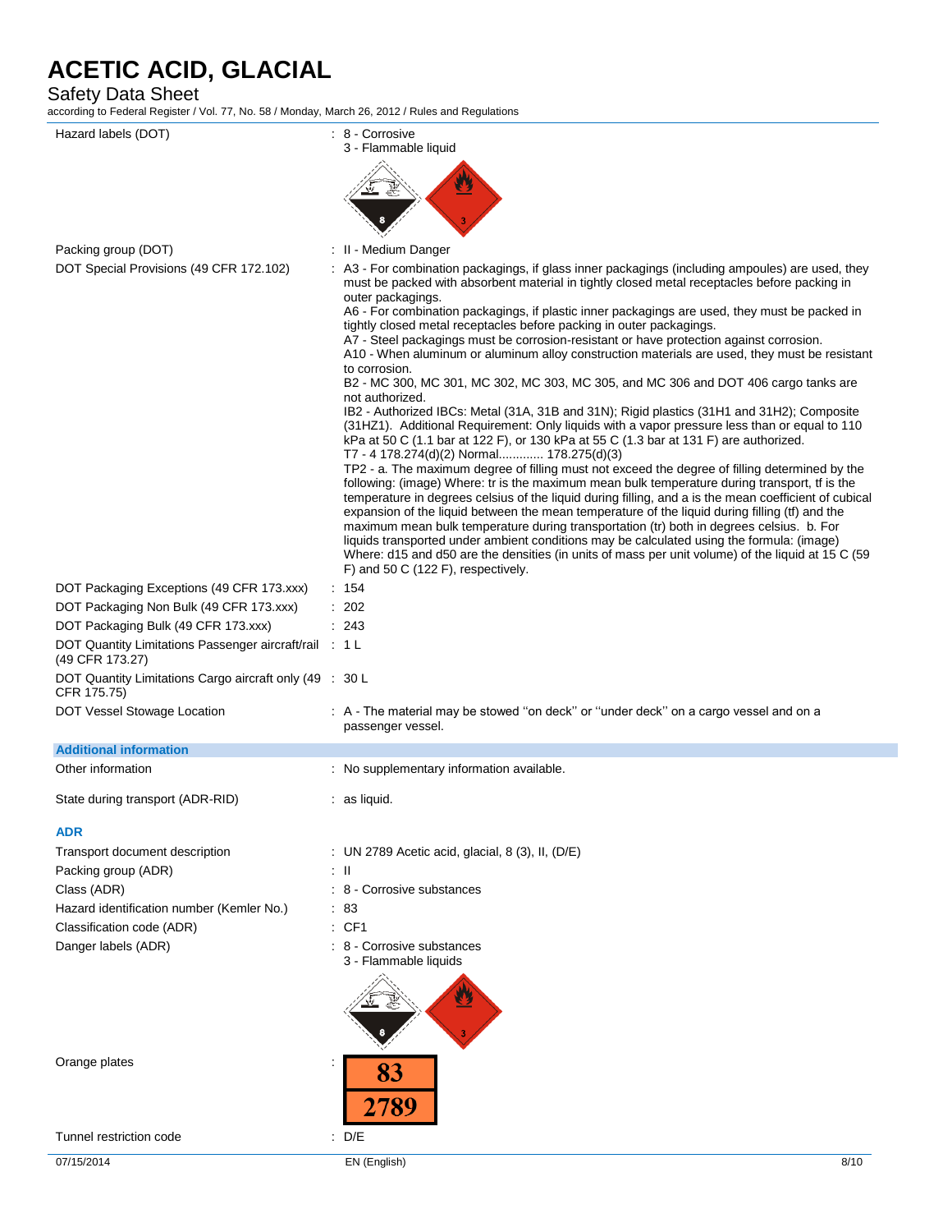| | |
|---|---|
| Hazard labels (DOT) | : 8 - Corrosive<br>3 - Flammable liquid |
| Packing group (DOT) | : II - Medium Danger |
| DOT Special Provisions (49 CFR 172.102) | : A3 - For combination packagings, if glass inner packagings (including ampoules) are used, they must be packed with absorbent material in tightly closed metal receptacles before packing in outer packagings.<br>A6 - For combination packagings, if plastic inner packagings are used, they must be packed in tightly closed metal receptacles before packing in outer packagings.<br>A7 - Steel packagings must be corrosion-resistant or have protection against corrosion.<br>A10 - When aluminum or aluminum alloy construction materials are used, they must be resistant to corrosion.<br>B2 - MC 300, MC 301, MC 302, MC 303, MC 305, and MC 306 and DOT 406 cargo tanks are not authorized.<br>IB2 - Authorized IBCs: Metal (31A, 31B and 31N); Rigid plastics (31H1 and 31H2); Composite (31HZ1). Additional Requirement: Only liquids with a vapor pressure less than or equal to 110 kPa at 50 C (1.1 bar at 122 F), or 130 kPa at 55 C (1.3 bar at 131 F) are authorized.<br>T7 - 4 178.274(d)(2) Normal............ 178.275(d)(3)<br>TP2 - a. The maximum degree of filling must not exceed the degree of filling determined by the following: (image) Where: tr is the maximum mean bulk temperature during transport, tf is the temperature in degrees celsius of the liquid during filling, and a is the mean coefficient of cubical expansion of the liquid between the mean temperature of the liquid during filling (tf) and the maximum mean bulk temperature during transportation (tr) both in degrees celsius. b. For liquids transported under ambient conditions may be calculated using the formula: (image) Where: d15 and d50 are the densities (in units of mass per unit volume) of the liquid at 15 C (59 F) and 50 C (122 F), respectively. |
| DOT Packaging Exceptions (49 CFR 173.xxx) | : 154 |
| DOT Packaging Non Bulk (49 CFR 173.xxx) | : 202 |
| DOT Packaging Bulk (49 CFR 173.xxx) | : 243 |
| DOT Quantity Limitations Passenger aircraft/rail (49 CFR 173.27) | : 1 L |
| DOT Quantity Limitations Cargo aircraft only (49 CFR 175.75) | : 30 L |
| DOT Vessel Stowage Location | : A - The material may be stowed "on deck" or "under deck" on a cargo vessel and on a passenger vessel. |

**Additional information**

| | |
|---|---|
| Other information | : No supplementary information available. |
| State during transport (ADR-RID) | : as liquid. |

**ADR**

| | |
|---|---|
| Transport document description | : UN 2789 Acetic acid, glacial, 8 (3), II, (D/E) |
| Packing group (ADR) | : II |
| Class (ADR) | : 8 - Corrosive substances |
| Hazard identification number (Kemler No.) | : 83 |
| Classification code (ADR) | : CF1 |
| Danger labels (ADR) | : 8 - Corrosive substances<br>3 - Flammable liquids |
| Orange plates | : 83 / 2789 |
| Tunnel restriction code | : D/E |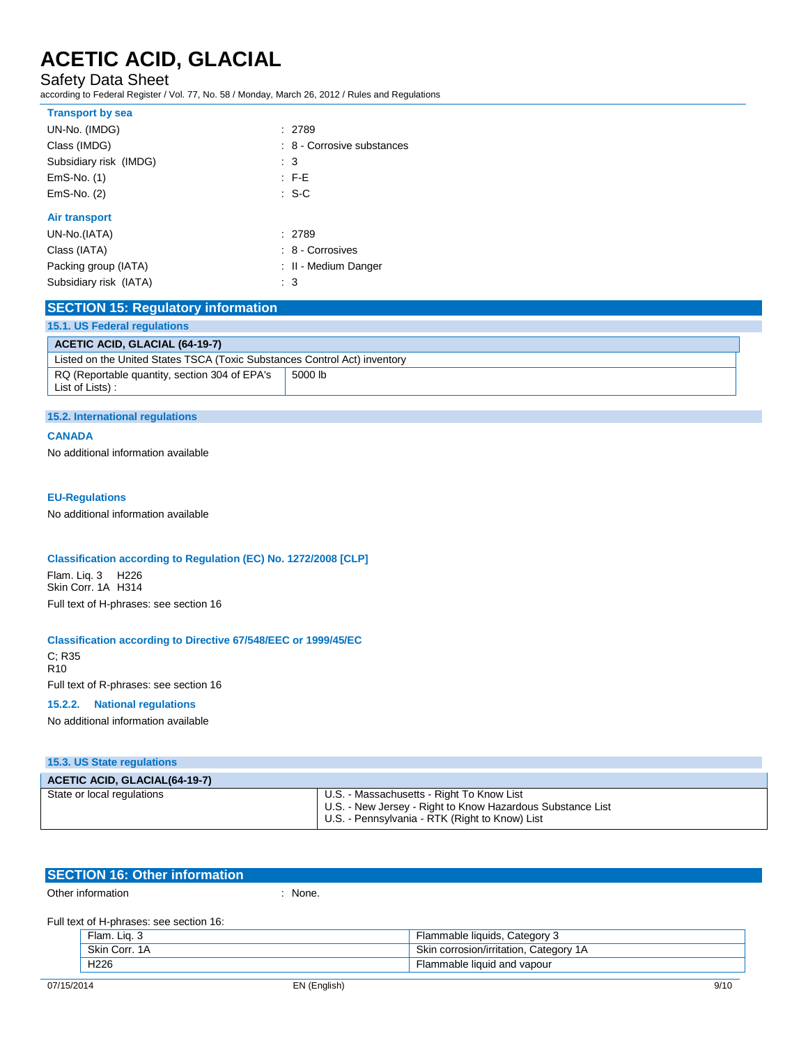**Transport by sea**

| | |
|---|---|
| UN-No. (IMDG) | : 2789 |
| Class (IMDG) | : 8 - Corrosive substances |
| Subsidiary risk (IMDG) | : 3 |
| EmS-No. (1) | : F-E |
| EmS-No. (2) | : S-C |

**Air transport**

| | |
|---|---|
| UN-No.(IATA) | : 2789 |
| Class (IATA) | : 8 - Corrosives |
| Packing group (IATA) | : II - Medium Danger |
| Subsidiary risk (IATA) | : 3 |

## SECTION 15: Regulatory information

### 15.1. US Federal regulations

| ACETIC ACID, GLACIAL (64-19-7) | |
|---|---|
| Listed on the United States TSCA (Toxic Substances Control Act) inventory | |
| RQ (Reportable quantity, section 304 of EPA's List of Lists) : | 5000 lb |

### 15.2. International regulations

**CANADA**

No additional information available

**EU-Regulations**

No additional information available

**Classification according to Regulation (EC) No. 1272/2008 [CLP]**

Flam. Liq. 3 H226
Skin Corr. 1A H314

Full text of H-phrases: see section 16

**Classification according to Directive 67/548/EEC or 1999/45/EC**

C; R35
R10

Full text of R-phrases: see section 16

#### 15.2.2. National regulations

No additional information available

### 15.3. US State regulations

| ACETIC ACID, GLACIAL(64-19-7) | |
|---|---|
| State or local regulations | U.S. - Massachusetts - Right To Know List<br>U.S. - New Jersey - Right to Know Hazardous Substance List<br>U.S. - Pennsylvania - RTK (Right to Know) List |

## SECTION 16: Other information

Other information : None.

Full text of H-phrases: see section 16:

| | |
|---|---|
| Flam. Liq. 3 | Flammable liquids, Category 3 |
| Skin Corr. 1A | Skin corrosion/irritation, Category 1A |
| H226 | Flammable liquid and vapour |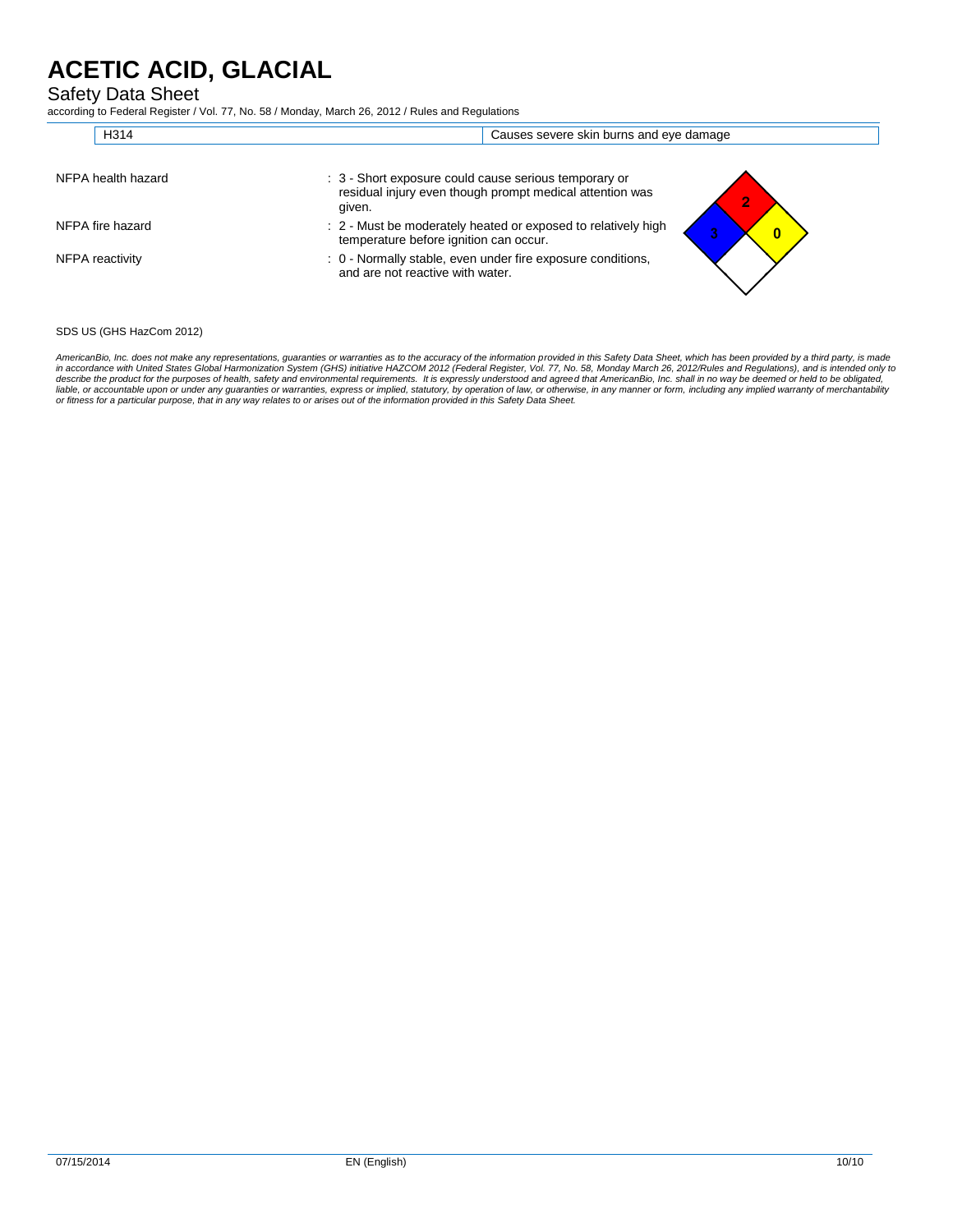| H314 | Causes severe skin burns and eye damage |
| --- | --- |

NFPA health hazard : 3 - Short exposure could cause serious temporary or residual injury even though prompt medical attention was given.

NFPA fire hazard : 2 - Must be moderately heated or exposed to relatively high temperature before ignition can occur.

NFPA reactivity : 0 - Normally stable, even under fire exposure conditions, and are not reactive with water.

2

3

0

SDS US (GHS HazCom 2012)

*AmericanBio, Inc. does not make any representations, guaranties or warranties as to the accuracy of the information provided in this Safety Data Sheet, which has been provided by a third party, is made in accordance with United States Global Harmonization System (GHS) initiative HAZCOM 2012 (Federal Register, Vol. 77, No. 58, Monday March 26, 2012/Rules and Regulations), and is intended only to describe the product for the purposes of health, safety and environmental requirements. It is expressly understood and agreed that AmericanBio, Inc. shall in no way be deemed or held to be obligated, liable, or accountable upon or under any guaranties or warranties, express or implied, statutory, by operation of law, or otherwise, in any manner or form, including any implied warranty of merchantability or fitness for a particular purpose, that in any way relates to or arises out of the information provided in this Safety Data Sheet.*